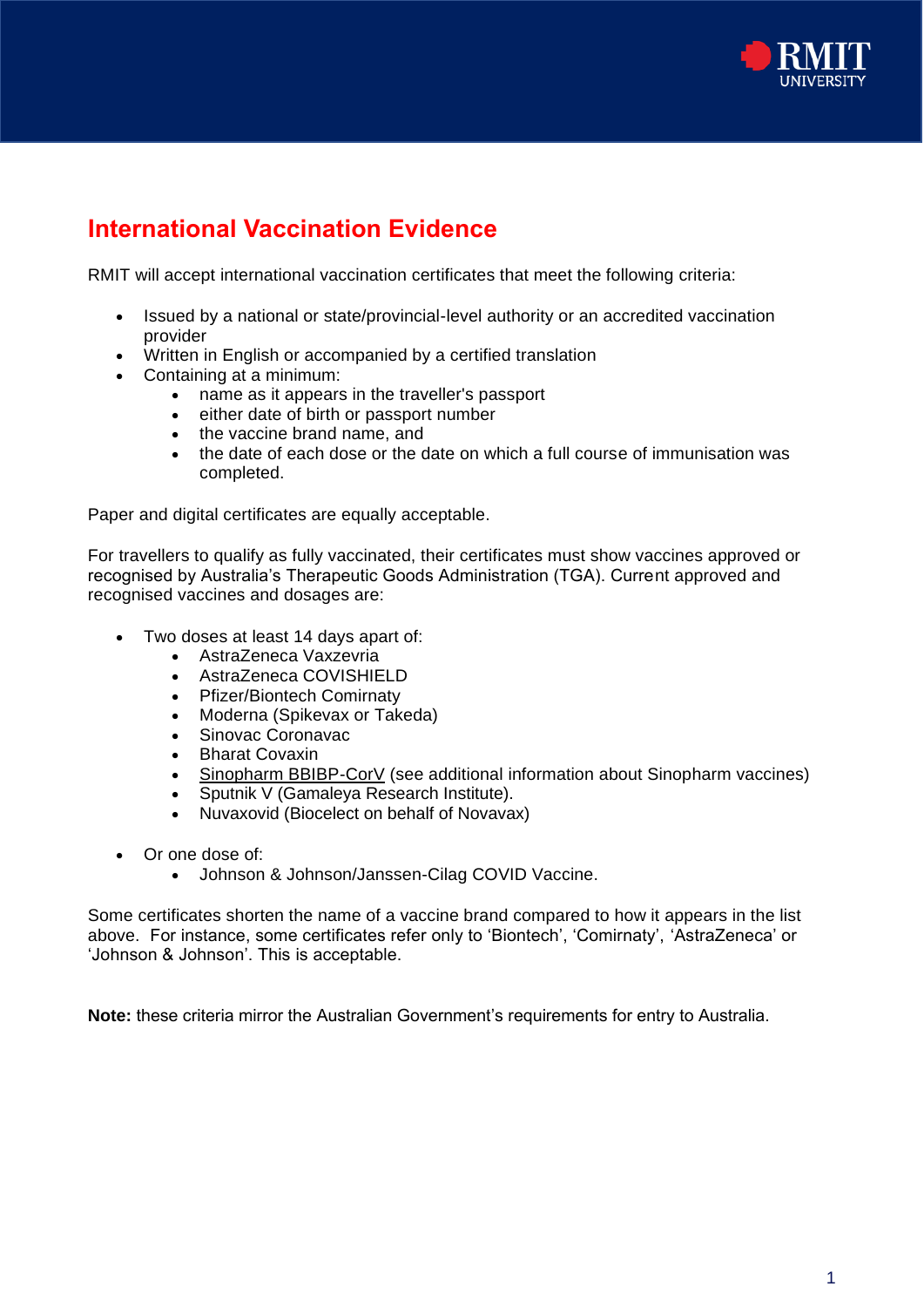# International Vaccination Evidence

RMIT will accept international vaccination certificates that meet the following criteria:

- Issued by a national or state/provincial-level authority or an accredited vaccination provider
- Written in English or accompanied by a certified translation
- Containing at a minimum:
  - name as it appears in the traveller's passport
  - either date of birth or passport number
  - the vaccine brand name, and
  - the date of each dose or the date on which a full course of immunisation was completed.

Paper and digital certificates are equally acceptable.

For travellers to qualify as fully vaccinated, their certificates must show vaccines approved or recognised by Australia's Therapeutic Goods Administration (TGA). Current approved and recognised vaccines and dosages are:

- Two doses at least 14 days apart of:
  - AstraZeneca Vaxzevria
  - AstraZeneca COVISHIELD
  - Pfizer/Biontech Comirnaty
  - Moderna (Spikevax or Takeda)
  - Sinovac Coronavac
  - Bharat Covaxin
  - Sinopharm BBIBP-CorV (see additional information about Sinopharm vaccines)
  - Sputnik V (Gamaleya Research Institute).
  - Nuvaxovid (Biocelect on behalf of Novavax)

- Or one dose of:
  - Johnson & Johnson/Janssen-Cilag COVID Vaccine.

Some certificates shorten the name of a vaccine brand compared to how it appears in the list above. For instance, some certificates refer only to 'Biontech', 'Comirnaty', 'AstraZeneca' or 'Johnson & Johnson'. This is acceptable.

**Note:** these criteria mirror the Australian Government's requirements for entry to Australia.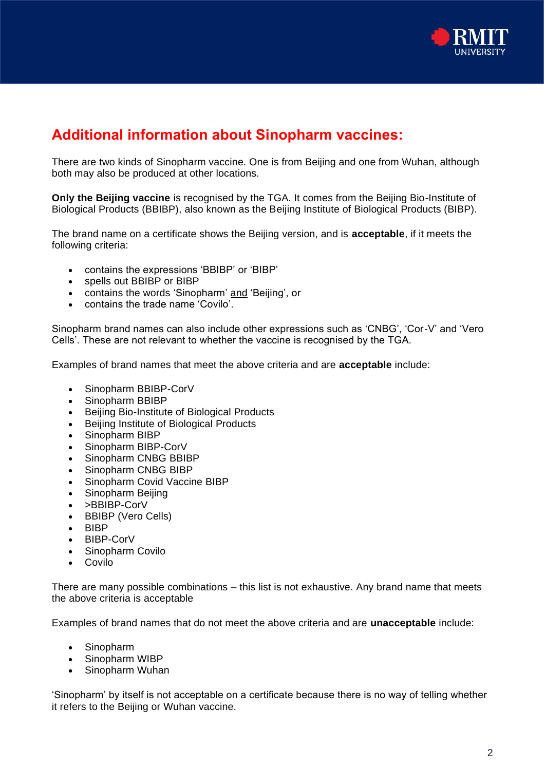# Additional information about Sinopharm vaccines:

There are two kinds of Sinopharm vaccine. One is from Beijing and one from Wuhan, although both may also be produced at other locations.

**Only the Beijing vaccine** is recognised by the TGA. It comes from the Beijing Bio-Institute of Biological Products (BBIBP), also known as the Beijing Institute of Biological Products (BIBP).

The brand name on a certificate shows the Beijing version, and is **acceptable**, if it meets the following criteria:

- contains the expressions 'BBIBP' or 'BIBP'
- spells out BBIBP or BIBP
- contains the words 'Sinopharm' <u>and</u> 'Beijing', or
- contains the trade name 'Covilo'.

Sinopharm brand names can also include other expressions such as 'CNBG', 'Cor-V' and 'Vero Cells'. These are not relevant to whether the vaccine is recognised by the TGA.

Examples of brand names that meet the above criteria and are **acceptable** include:

- Sinopharm BBIBP-CorV
- Sinopharm BBIBP
- Beijing Bio-Institute of Biological Products
- Beijing Institute of Biological Products
- Sinopharm BIBP
- Sinopharm BIBP-CorV
- Sinopharm CNBG BBIBP
- Sinopharm CNBG BIBP
- Sinopharm Covid Vaccine BIBP
- Sinopharm Beijing
- >BBIBP-CorV
- BBIBP (Vero Cells)
- BIBP
- BIBP-CorV
- Sinopharm Covilo
- Covilo

There are many possible combinations – this list is not exhaustive. Any brand name that meets the above criteria is acceptable

Examples of brand names that do not meet the above criteria and are **unacceptable** include:

- Sinopharm
- Sinopharm WIBP
- Sinopharm Wuhan

'Sinopharm' by itself is not acceptable on a certificate because there is no way of telling whether it refers to the Beijing or Wuhan vaccine.